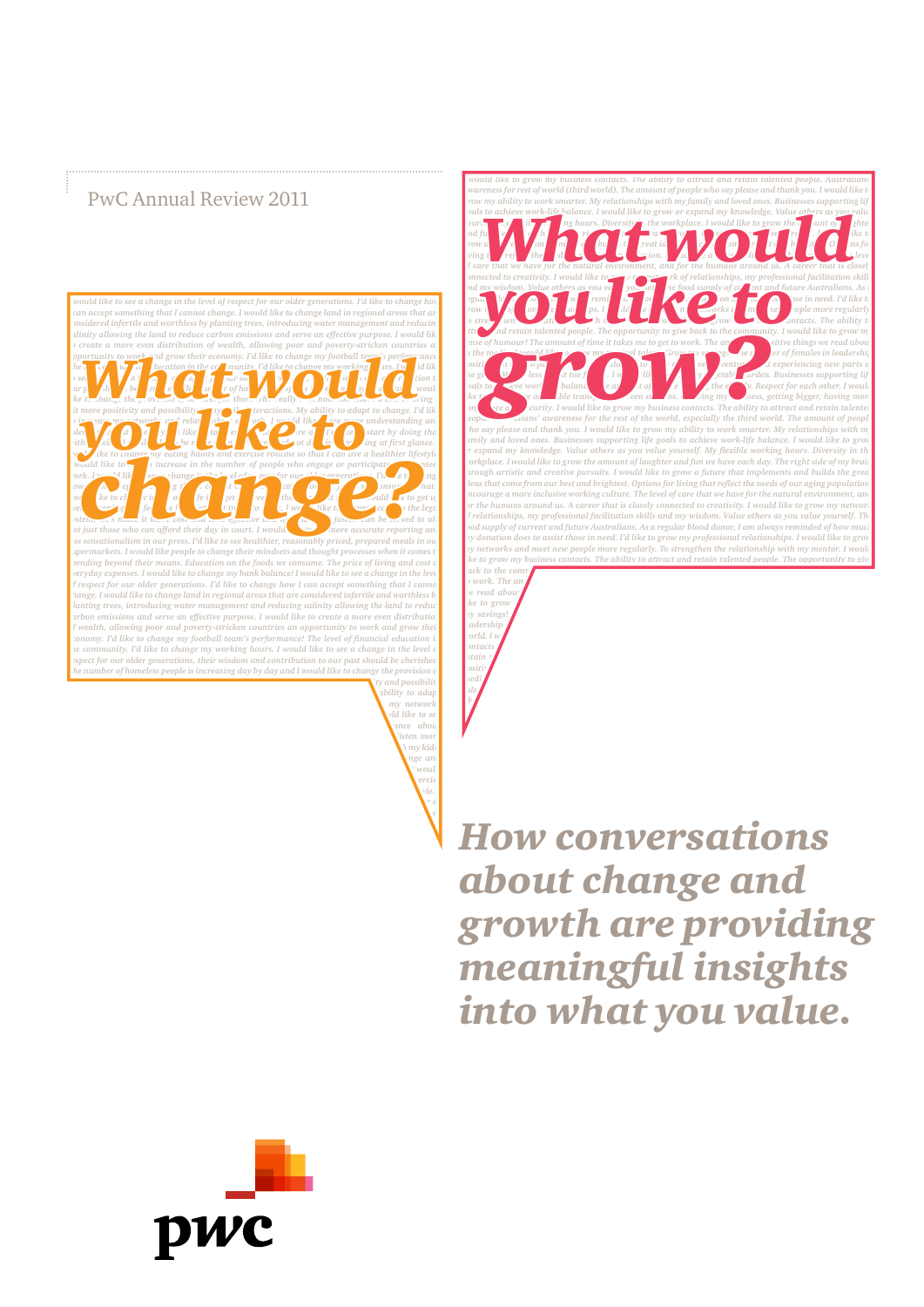PwC Annual Review 2011

# What would you like to change?

# What would you like to grow?

## How conversations about change and growth are providing meaningful insights into what you value.

pwc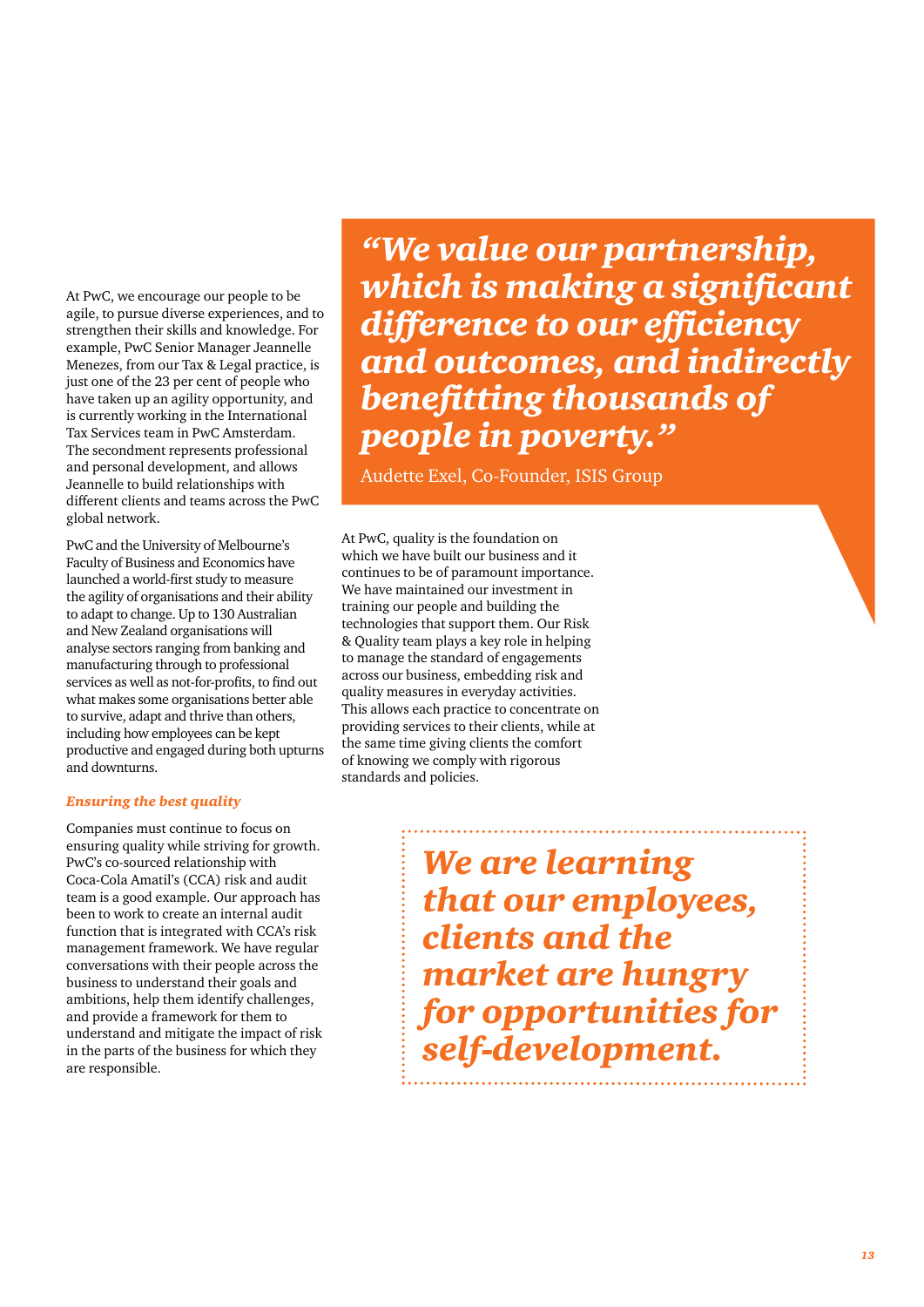At PwC, we encourage our people to be agile, to pursue diverse experiences, and to strengthen their skills and knowledge. For example, PwC Senior Manager Jeannelle Menezes, from our Tax & Legal practice, is just one of the 23 per cent of people who have taken up an agility opportunity, and is currently working in the International Tax Services team in PwC Amsterdam. The secondment represents professional and personal development, and allows Jeannelle to build relationships with different clients and teams across the PwC global network.

PwC and the University of Melbourne's Faculty of Business and Economics have launched a world-first study to measure the agility of organisations and their ability to adapt to change. Up to 130 Australian and New Zealand organisations will analyse sectors ranging from banking and manufacturing through to professional services as well as not-for-profits, to find out what makes some organisations better able to survive, adapt and thrive than others, including how employees can be kept productive and engaged during both upturns and downturns.

### *Ensuring the best quality*

Companies must continue to focus on ensuring quality while striving for growth. PwC's co-sourced relationship with Coca-Cola Amatil's (CCA) risk and audit team is a good example. Our approach has been to work to create an internal audit function that is integrated with CCA's risk management framework. We have regular conversations with their people across the business to understand their goals and ambitions, help them identify challenges, and provide a framework for them to understand and mitigate the impact of risk in the parts of the business for which they are responsible.

> ***"We value our partnership, which is making a significant difference to our efficiency and outcomes, and indirectly benefitting thousands of people in poverty."***
>
> Audette Exel, Co-Founder, ISIS Group

At PwC, quality is the foundation on which we have built our business and it continues to be of paramount importance. We have maintained our investment in training our people and building the technologies that support them. Our Risk & Quality team plays a key role in helping to manage the standard of engagements across our business, embedding risk and quality measures in everyday activities. This allows each practice to concentrate on providing services to their clients, while at the same time giving clients the comfort of knowing we comply with rigorous standards and policies.

> ***We are learning that our employees, clients and the market are hungry for opportunities for self-development.***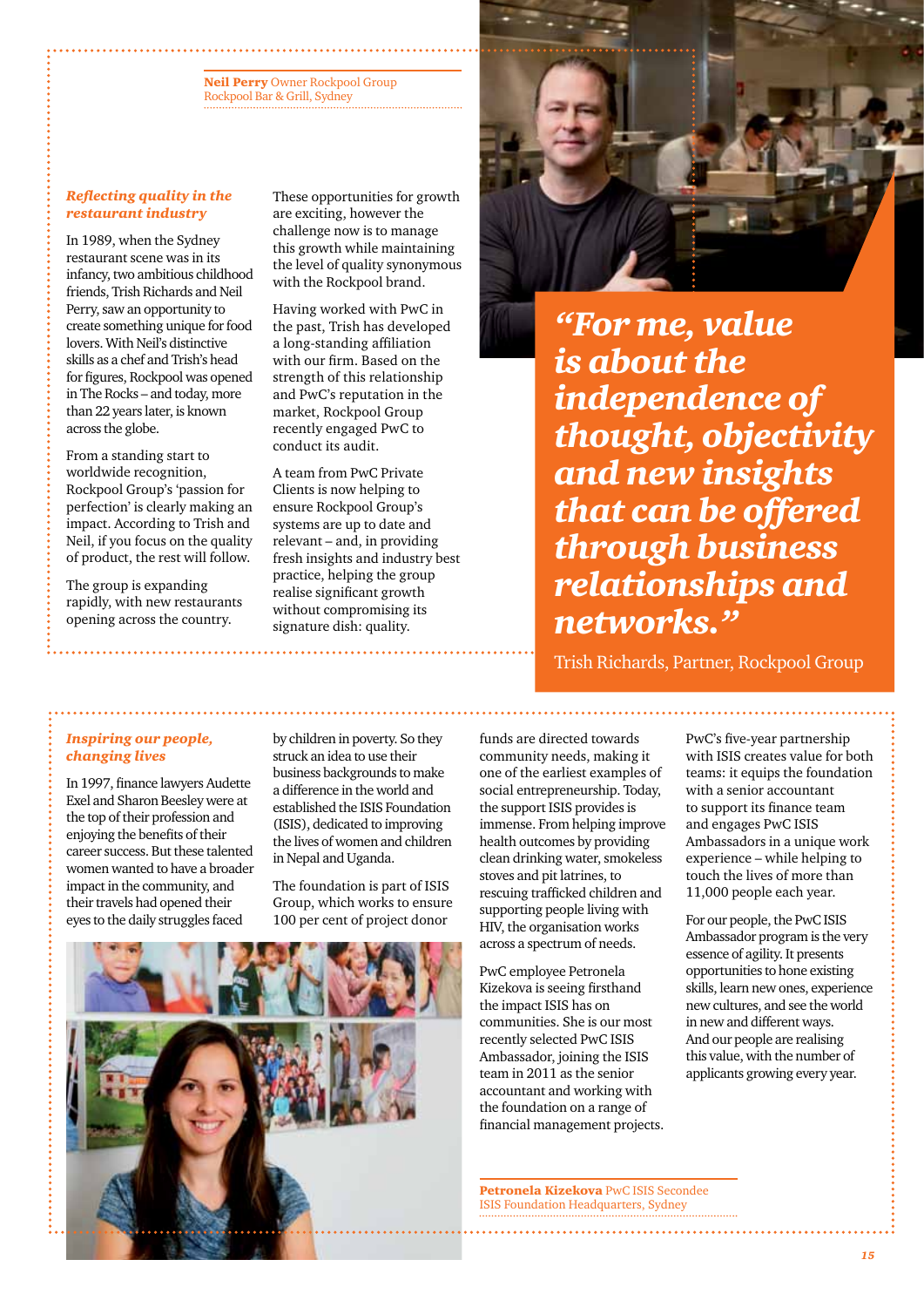**Neil Perry** Owner Rockpool Group
Rockpool Bar & Grill, Sydney

### *Reflecting quality in the restaurant industry*

In 1989, when the Sydney restaurant scene was in its infancy, two ambitious childhood friends, Trish Richards and Neil Perry, saw an opportunity to create something unique for food lovers. With Neil's distinctive skills as a chef and Trish's head for figures, Rockpool was opened in The Rocks – and today, more than 22 years later, is known across the globe.

From a standing start to worldwide recognition, Rockpool Group's 'passion for perfection' is clearly making an impact. According to Trish and Neil, if you focus on the quality of product, the rest will follow.

The group is expanding rapidly, with new restaurants opening across the country.

These opportunities for growth are exciting, however the challenge now is to manage this growth while maintaining the level of quality synonymous with the Rockpool brand.

Having worked with PwC in the past, Trish has developed a long-standing affiliation with our firm. Based on the strength of this relationship and PwC's reputation in the market, Rockpool Group recently engaged PwC to conduct its audit.

A team from PwC Private Clients is now helping to ensure Rockpool Group's systems are up to date and relevant – and, in providing fresh insights and industry best practice, helping the group realise significant growth without compromising its signature dish: quality.

***"For me, value is about the independence of thought, objectivity and new insights that can be offered through business relationships and networks."***

Trish Richards, Partner, Rockpool Group

### *Inspiring our people, changing lives*

In 1997, finance lawyers Audette Exel and Sharon Beesley were at the top of their profession and enjoying the benefits of their career success. But these talented women wanted to have a broader impact in the community, and their travels had opened their eyes to the daily struggles faced by children in poverty. So they struck an idea to use their business backgrounds to make a difference in the world and established the ISIS Foundation (ISIS), dedicated to improving the lives of women and children in Nepal and Uganda.

The foundation is part of ISIS Group, which works to ensure 100 per cent of project donor funds are directed towards community needs, making it one of the earliest examples of social entrepreneurship. Today, the support ISIS provides is immense. From helping improve health outcomes by providing clean drinking water, smokeless stoves and pit latrines, to rescuing trafficked children and supporting people living with HIV, the organisation works across a spectrum of needs.

PwC employee Petronela Kizekova is seeing firsthand the impact ISIS has on communities. She is our most recently selected PwC ISIS Ambassador, joining the ISIS team in 2011 as the senior accountant and working with the foundation on a range of financial management projects.

PwC's five-year partnership with ISIS creates value for both teams: it equips the foundation with a senior accountant to support its finance team and engages PwC ISIS Ambassadors in a unique work experience – while helping to touch the lives of more than 11,000 people each year.

For our people, the PwC ISIS Ambassador program is the very essence of agility. It presents opportunities to hone existing skills, learn new ones, experience new cultures, and see the world in new and different ways. And our people are realising this value, with the number of applicants growing every year.

**Petronela Kizekova** PwC ISIS Secondee
ISIS Foundation Headquarters, Sydney